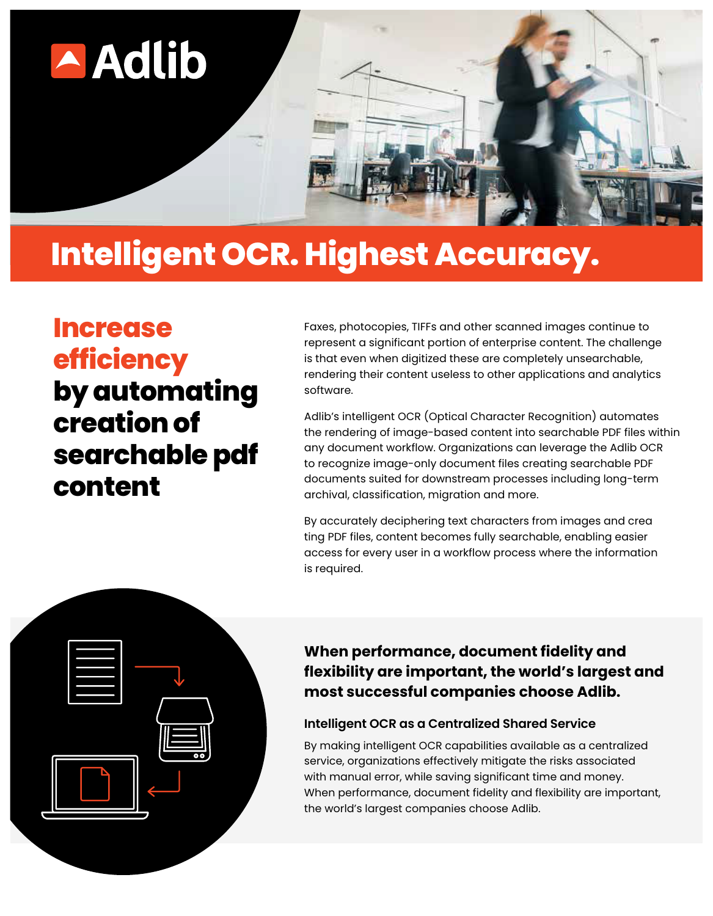Adlib

# Intelligent OCR. Highest Accuracy.

## Increase efficiency by automating creation of searchable pdf content

Faxes, photocopies, TIFFs and other scanned images continue to represent a significant portion of enterprise content. The challenge is that even when digitized these are completely unsearchable, rendering their content useless to other applications and analytics software.

Adlib's intelligent OCR (Optical Character Recognition) automates the rendering of image-based content into searchable PDF files within any document workflow. Organizations can leverage the Adlib OCR to recognize image-only document files creating searchable PDF documents suited for downstream processes including long-term archival, classification, migration and more.

By accurately deciphering text characters from images and crea ting PDF files, content becomes fully searchable, enabling easier access for every user in a workflow process where the information is required.

### When performance, document fidelity and flexibility are important, the world's largest and most successful companies choose Adlib.

#### Intelligent OCR as a Centralized Shared Service

By making intelligent OCR capabilities available as a centralized service, organizations effectively mitigate the risks associated with manual error, while saving significant time and money. When performance, document fidelity and flexibility are important, the world's largest companies choose Adlib.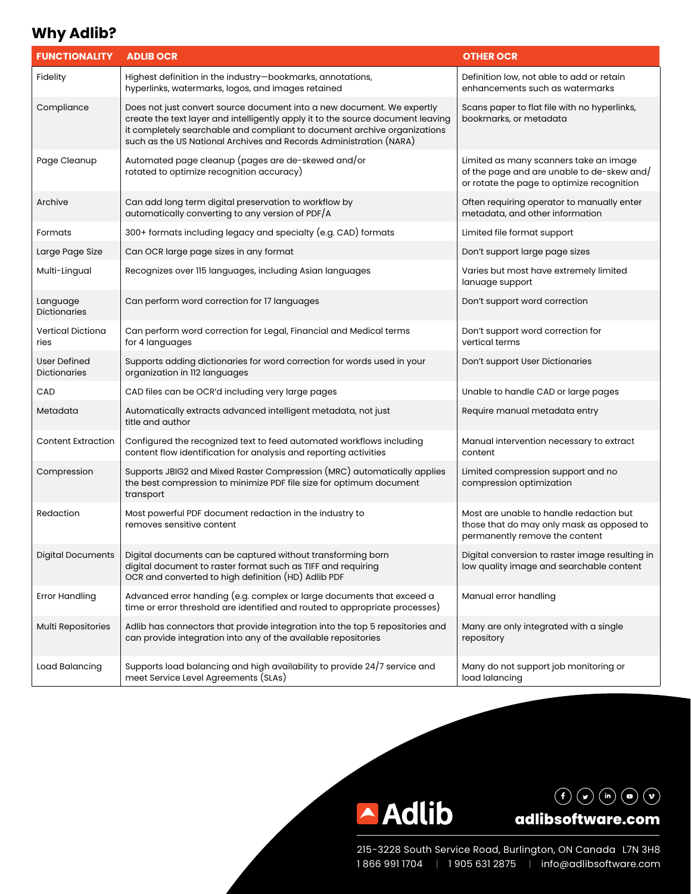## Why Adlib?

| FUNCTIONALITY | ADLIB OCR | OTHER OCR |
|---|---|---|
| Fidelity | Highest definition in the industry—bookmarks, annotations, hyperlinks, watermarks, logos, and images retained | Definition low, not able to add or retain enhancements such as watermarks |
| Compliance | Does not just convert source document into a new document. We expertly create the text layer and intelligently apply it to the source document leaving it completely searchable and compliant to document archive organizations such as the US National Archives and Records Administration (NARA) | Scans paper to flat file with no hyperlinks, bookmarks, or metadata |
| Page Cleanup | Automated page cleanup (pages are de-skewed and/or rotated to optimize recognition accuracy) | Limited as many scanners take an image of the page and are unable to de-skew and/or rotate the page to optimize recognition |
| Archive | Can add long term digital preservation to workflow by automatically converting to any version of PDF/A | Often requiring operator to manually enter metadata, and other information |
| Formats | 300+ formats including legacy and specialty (e.g. CAD) formats | Limited file format support |
| Large Page Size | Can OCR large page sizes in any format | Don't support large page sizes |
| Multi-Lingual | Recognizes over 115 languages, including Asian languages | Varies but most have extremely limited lanuage support |
| Language Dictionaries | Can perform word correction for 17 languages | Don't support word correction |
| Vertical Dictionaries | Can perform word correction for Legal, Financial and Medical terms for 4 languages | Don't support word correction for vertical terms |
| User Defined Dictionaries | Supports adding dictionaries for word correction for words used in your organization in 112 languages | Don't support User Dictionaries |
| CAD | CAD files can be OCR'd including very large pages | Unable to handle CAD or large pages |
| Metadata | Automatically extracts advanced intelligent metadata, not just title and author | Require manual metadata entry |
| Content Extraction | Configured the recognized text to feed automated workflows including content flow identification for analysis and reporting activities | Manual intervention necessary to extract content |
| Compression | Supports JBIG2 and Mixed Raster Compression (MRC) automatically applies the best compression to minimize PDF file size for optimum document transport | Limited compression support and no compression optimization |
| Redaction | Most powerful PDF document redaction in the industry to removes sensitive content | Most are unable to handle redaction but those that do may only mask as opposed to permanently remove the content |
| Digital Documents | Digital documents can be captured without transforming born digital document to raster format such as TIFF and requiring OCR and converted to high definition (HD) Adlib PDF | Digital conversion to raster image resulting in low quality image and searchable content |
| Error Handling | Advanced error handing (e.g. complex or large documents that exceed a time or error threshold are identified and routed to appropriate processes) | Manual error handling |
| Multi Repositories | Adlib has connectors that provide integration into the top 5 repositories and can provide integration into any of the available repositories | Many are only integrated with a single repository |
| Load Balancing | Supports load balancing and high availability to provide 24/7 service and meet Service Level Agreements (SLAs) | Many do not support job monitoring or load lalancing |

Adlib

adlibsoftware.com

215-3228 South Service Road, Burlington, ON Canada L7N 3H8
1 866 991 1704 | 1 905 631 2875 | info@adlibsoftware.com